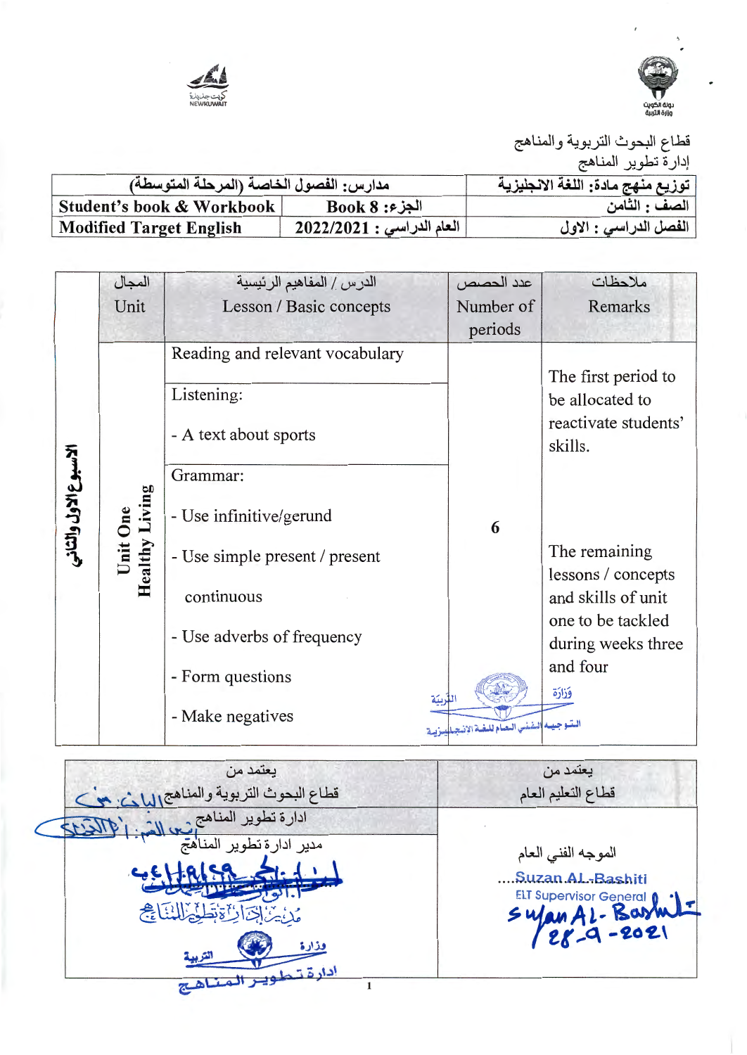قطاع البحوث التربوية والمناهج

إدارة تطوير المناهج

| توزيع منهج مادة: اللغة الانجليزية | مدارس: الفصول الخاصة (المرحلة المتوسطة) | |
|---|---|---|
| الصف : الثامن | الجزء: Book 8 | **Student's book & Workbook** |
| الفصل الدراسي : الاول | العام الدراسي : 2022/2021 | **Modified Target English** |

| | المجال Unit | الدرس / المفاهيم الرئيسية Lesson / Basic concepts | عدد الحصص Number of periods | ملاحظات Remarks |
|---|---|---|---|---|
| **الأسبوع الاول والثاني** | **Unit One Healthy Living** | Reading and relevant vocabulary<br><br>Listening:<br>- A text about sports<br><br>Grammar:<br>- Use infinitive/gerund<br>- Use simple present / present continuous<br>- Use adverbs of frequency<br>- Form questions<br>- Make negatives | **6** | The first period to be allocated to reactivate students' skills.<br><br>The remaining lessons / concepts and skills of unit one to be tackled during weeks three and four |

| يعتمد من قطاع البحوث التربوية والمناهج | يعتمد من قطاع التعليم العام |
|---|---|
| ادارة تطوير المناهج | |
| مدير ادارة تطوير المناهج | الموجه الفني العام<br>....Suzan AL-Bashiti<br>ELT Supervisor General<br>Suzan AL-Bashiti<br>28-9-2021 |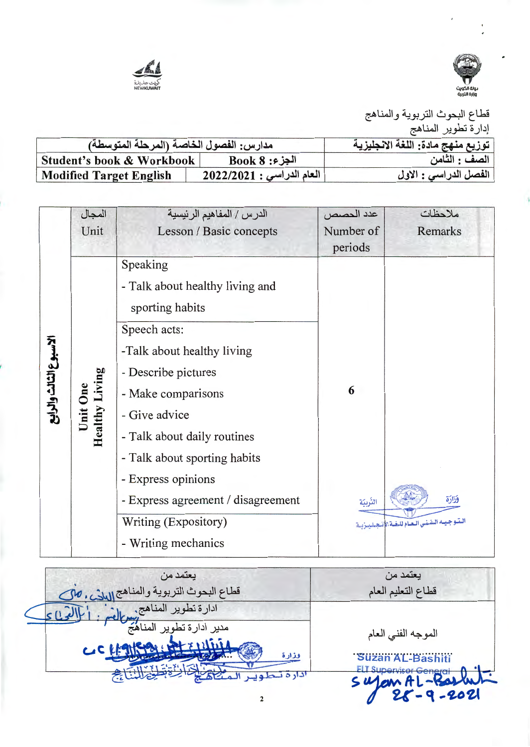قطاع البحوث التربوية والمناهج
إدارة تطوير المناهج

| توزيع منهج مادة: اللغة الانجليزية | مدارس: الفصول الخاصة (المرحلة المتوسطة) | |
|---|---|---|
| الصف : الثامن | الجزء: Book 8 | Student's book & Workbook |
| الفصل الدراسي : الاول | العام الدراسي : 2022/2021 | Modified Target English |

| | المجال Unit | الدرس / المفاهيم الرئيسية Lesson / Basic concepts | عدد الحصص Number of periods | ملاحظات Remarks |
|---|---|---|---|---|
| الأسبوع الثالث والرابع | Unit One Healthy Living | Speaking<br>- Talk about healthy living and sporting habits<br>Speech acts:<br>-Talk about healthy living<br>- Describe pictures<br>- Make comparisons<br>- Give advice<br>- Talk about daily routines<br>- Talk about sporting habits<br>- Express opinions<br>- Express agreement / disagreement<br>Writing (Expository)<br>- Writing mechanics | 6 | |

| يعتمد من قطاع التعليم العام | يعتمد من قطاع البحوث التربوية والمناهج |
|---|---|
| | ادارة تطوير المناهج |
| الموجه الفني العام<br>Suzan AL-Bashiti<br>ELT Supervisor General<br>28-9-2021 | مدير أدارة تطوير المناهج |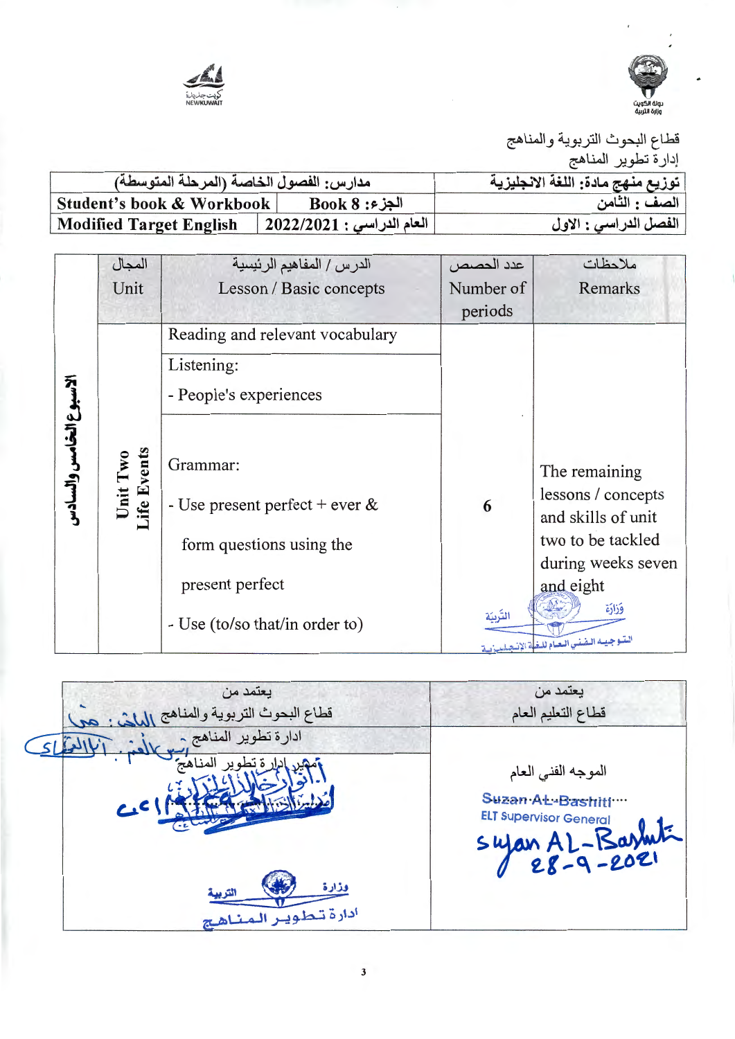قطاع البحوث التربوية والمناهج

إدارة تطوير المناهج

| توزيع منهج مادة: اللغة الانجليزية | مدارس: الفصول الخاصة (المرحلة المتوسطة) | |
|---|---|---|
| الصف : الثامن | الجزء: Book 8 | Student's book & Workbook |
| الفصل الدراسي : الاول | العام الدراسي : 2022/2021 | Modified Target English |

| | المجال Unit | الدرس / المفاهيم الرئيسية Lesson / Basic concepts | عدد الحصص Number of periods | ملاحظات Remarks |
|---|---|---|---|---|
| الأسبوع الخامس والسادس | Unit Two Life Events | Reading and relevant vocabulary<br>Listening:<br>- People's experiences<br>Grammar:<br>- Use present perfect + ever & form questions using the present perfect<br>- Use (to/so that/in order to) | 6 | The remaining lessons / concepts and skills of unit two to be tackled during weeks seven and eight |

| يعتمد من قطاع التعليم العام | يعتمد من قطاع البحوث التربوية والمناهج ادارة تطوير المناهج |
|---|---|
| الموجه الفني العام<br>Suzan Al-Bashiti<br>ELT Supervisor General<br>Suzan Al-Bashiti 28-9-2021 | مدير إدارة تطوير المناهج |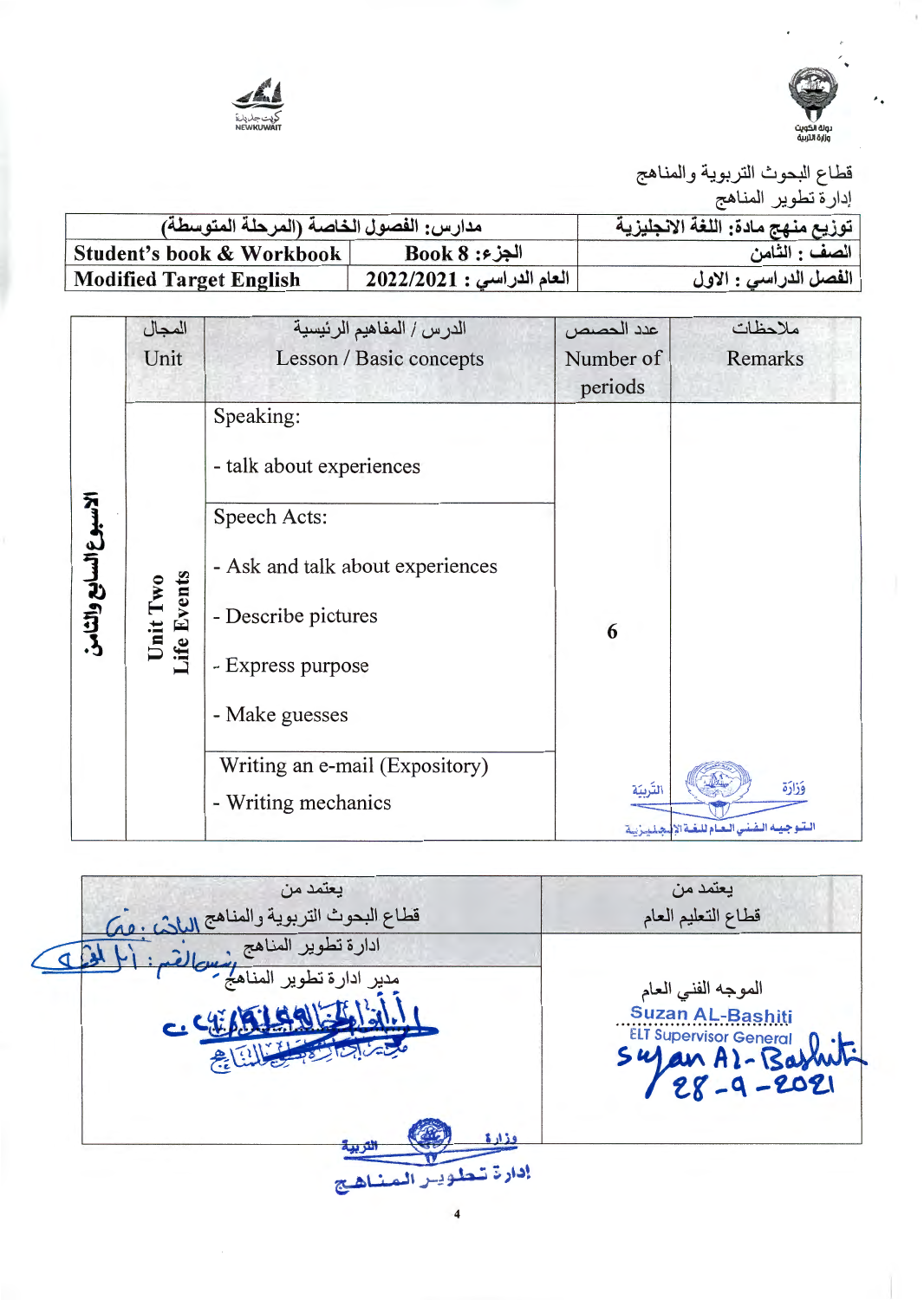قطاع البحوث التربوية والمناهج
إدارة تطوير المناهج

| توزيع منهج مادة: اللغة الانجليزية | مدارس: الفصول الخاصة (المرحلة المتوسطة) | |
|---|---|---|
| الصف : الثامن | الجزء: Book 8 | **Student's book & Workbook** |
| الفصل الدراسي : الاول | العام الدراسي : 2022/2021 | **Modified Target English** |

| | المجال Unit | الدرس / المفاهيم الرئيسية Lesson / Basic concepts | عدد الحصص Number of periods | ملاحظات Remarks |
|---|---|---|---|---|
| **الأسبوع السابع والثامن** | Unit Two Life Events | Speaking:<br>- talk about experiences | 6 | |
| | | Speech Acts:<br>- Ask and talk about experiences<br>- Describe pictures<br>- Express purpose<br>- Make guesses | | |
| | | Writing an e-mail (Expository)<br>- Writing mechanics | | |

| يعتمد من قطاع البحوث التربوية والمناهج | يعتمد من قطاع التعليم العام |
|---|---|
| ادارة تطوير المناهج | |
| مدير ادارة تطوير المناهج | الموجه الفني العام<br>Suzan AL-Bashiti<br>ELT Supervisor General<br>Suzan Al-Bashiti<br>28-9-2021 |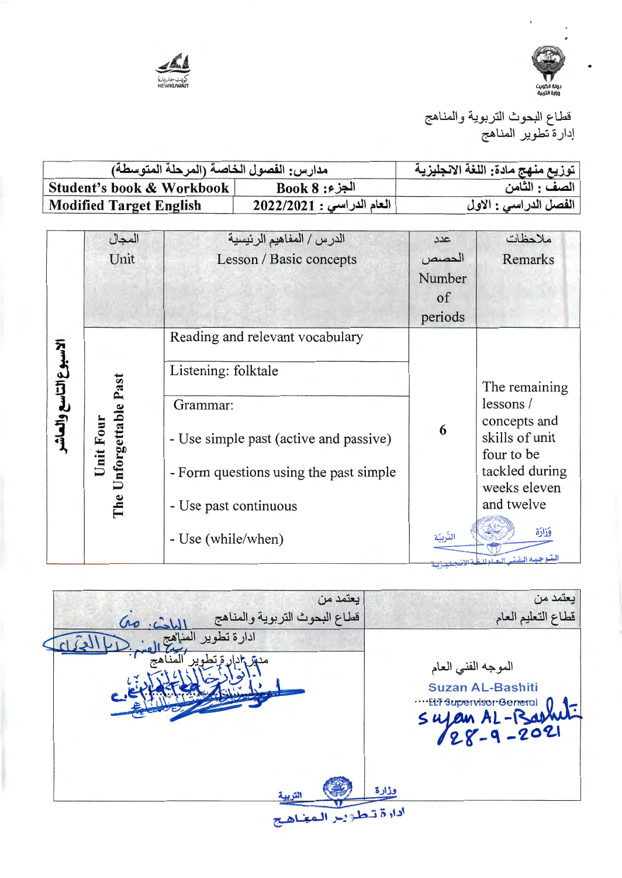قطاع البحوث التربوية والمناهج
إدارة تطوير المناهج

| مدارس: الفصول الخاصة (المرحلة المتوسطة) | | توزيع منهج مادة: اللغة الانجليزية |
|---|---|---|
| Student's book & Workbook | الجزء: Book 8 | الصف : الثامن |
| Modified Target English | العام الدراسي : 2022/2021 | الفصل الدراسي : الاول |

| | المجال Unit | الدرس / المفاهيم الرئيسية Lesson / Basic concepts | عدد الحصص Number of periods | ملاحظات Remarks |
|---|---|---|---|---|
| الاسبوع التاسع والعاشر | Unit Four The Unforgettable Past | Reading and relevant vocabulary | 6 | The remaining lessons / concepts and skills of unit four to be tackled during weeks eleven and twelve |
| | | Listening: folktale | | |
| | | Grammar:<br>- Use simple past (active and passive)<br>- Form questions using the past simple<br>- Use past continuous<br>- Use (while/when) | | |

| يعتمد من قطاع البحوث التربوية والمناهج ادارة تطوير المناهج مدير ادارة تطوير المناهج | يعتمد من قطاع التعليم العام الموجه الفني العام Suzan AL-Bashiti ELT Supervisor General Suzan AL-Bashiti 28-9-2021 |
|---|---|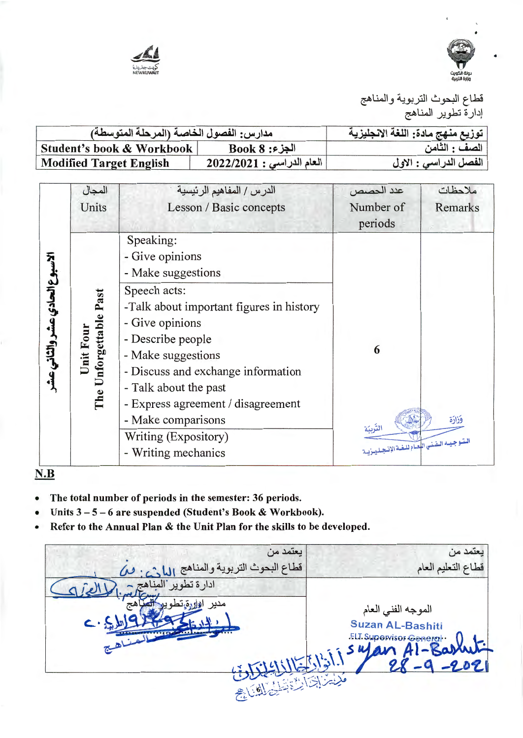قطاع البحوث التربوية والمناهج
إدارة تطوير المناهج

| توزيع منهج مادة: اللغة الانجليزية | مدارس: الفصول الخاصة (المرحلة المتوسطة) | |
|---|---|---|
| الصف : الثامن | الجزء: Book 8 | Student's book & Workbook |
| الفصل الدراسي : الاول | العام الدراسي : 2022/2021 | Modified Target English |

| | المجال Units | الدرس / المفاهيم الرئيسية Lesson / Basic concepts | عدد الحصص Number of periods | ملاحظات Remarks |
|---|---|---|---|---|
| الاسبوع الحادي عشر والثاني عشر | Unit Four The Unforgettable Past | Speaking:<br>- Give opinions<br>- Make suggestions<br>Speech acts:<br>-Talk about important figures in history<br>- Give opinions<br>- Describe people<br>- Make suggestions<br>- Discuss and exchange information<br>- Talk about the past<br>- Express agreement / disagreement<br>- Make comparisons<br>Writing (Expository)<br>- Writing mechanics | 6 | |

**N.B**

- **The total number of periods in the semester: 36 periods.**
- **Units 3 – 5 – 6 are suspended (Student's Book & Workbook).**
- **Refer to the Annual Plan & the Unit Plan for the skills to be developed.**

| يعتمد من قطاع التعليم العام | يعتمد من قطاع البحوث التربوية والمناهج |
|---|---|
| | ادارة تطوير المناهج |
| الموجه الفني العام<br>Suzan AL-Bashiti<br>ELT. Supervisor General<br>28-9-2021 | مدير ادارة تطوير المناهج |